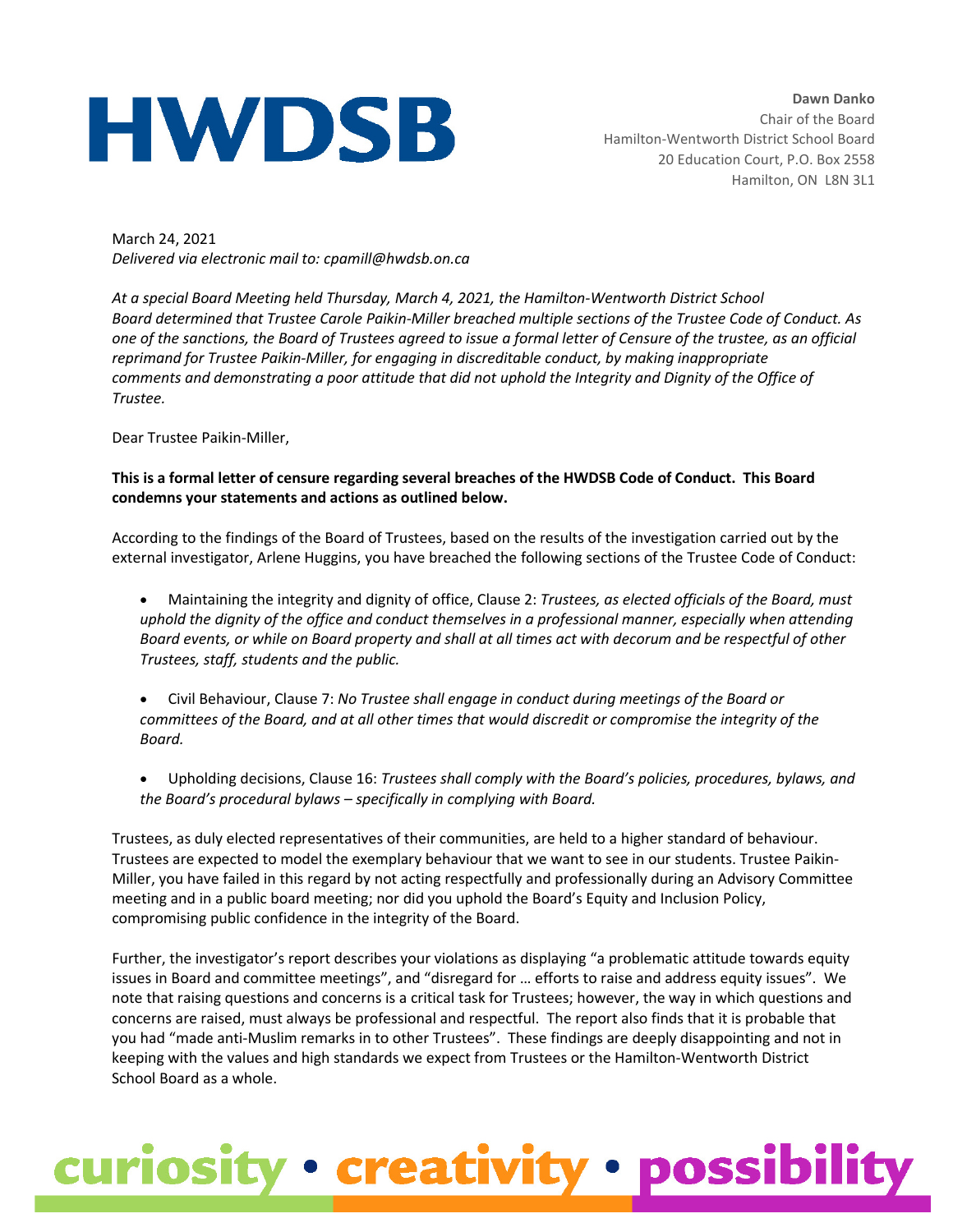# HWDSB

**Dawn Danko**
Chair of the Board
Hamilton-Wentworth District School Board
20 Education Court, P.O. Box 2558
Hamilton, ON L8N 3L1

March 24, 2021
*Delivered via electronic mail to: cpamill@hwdsb.on.ca*

*At a special Board Meeting held Thursday, March 4, 2021, the Hamilton-Wentworth District School Board determined that Trustee Carole Paikin-Miller breached multiple sections of the Trustee Code of Conduct. As one of the sanctions, the Board of Trustees agreed to issue a formal letter of Censure of the trustee, as an official reprimand for Trustee Paikin-Miller, for engaging in discreditable conduct, by making inappropriate comments and demonstrating a poor attitude that did not uphold the Integrity and Dignity of the Office of Trustee.*

Dear Trustee Paikin-Miller,

**This is a formal letter of censure regarding several breaches of the HWDSB Code of Conduct. This Board condemns your statements and actions as outlined below.**

According to the findings of the Board of Trustees, based on the results of the investigation carried out by the external investigator, Arlene Huggins, you have breached the following sections of the Trustee Code of Conduct:

- Maintaining the integrity and dignity of office, Clause 2: *Trustees, as elected officials of the Board, must uphold the dignity of the office and conduct themselves in a professional manner, especially when attending Board events, or while on Board property and shall at all times act with decorum and be respectful of other Trustees, staff, students and the public.*

- Civil Behaviour, Clause 7: *No Trustee shall engage in conduct during meetings of the Board or committees of the Board, and at all other times that would discredit or compromise the integrity of the Board.*

- Upholding decisions, Clause 16: *Trustees shall comply with the Board's policies, procedures, bylaws, and the Board's procedural bylaws – specifically in complying with Board.*

Trustees, as duly elected representatives of their communities, are held to a higher standard of behaviour. Trustees are expected to model the exemplary behaviour that we want to see in our students. Trustee Paikin-Miller, you have failed in this regard by not acting respectfully and professionally during an Advisory Committee meeting and in a public board meeting; nor did you uphold the Board's Equity and Inclusion Policy, compromising public confidence in the integrity of the Board.

Further, the investigator's report describes your violations as displaying "a problematic attitude towards equity issues in Board and committee meetings", and "disregard for … efforts to raise and address equity issues". We note that raising questions and concerns is a critical task for Trustees; however, the way in which questions and concerns are raised, must always be professional and respectful. The report also finds that it is probable that you had "made anti-Muslim remarks in to other Trustees". These findings are deeply disappointing and not in keeping with the values and high standards we expect from Trustees or the Hamilton-Wentworth District School Board as a whole.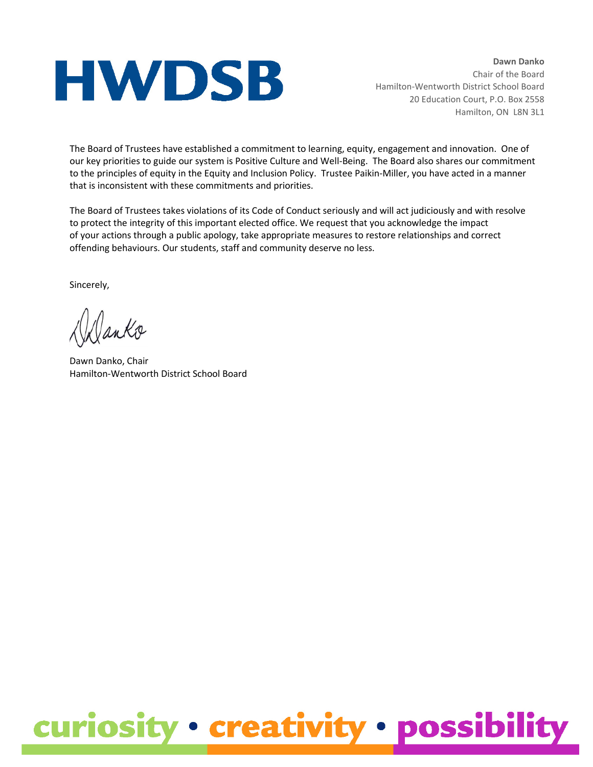**HWDSB**

**Dawn Danko**
Chair of the Board
Hamilton-Wentworth District School Board
20 Education Court, P.O. Box 2558
Hamilton, ON L8N 3L1

The Board of Trustees have established a commitment to learning, equity, engagement and innovation. One of our key priorities to guide our system is Positive Culture and Well-Being. The Board also shares our commitment to the principles of equity in the Equity and Inclusion Policy. Trustee Paikin-Miller, you have acted in a manner that is inconsistent with these commitments and priorities.

The Board of Trustees takes violations of its Code of Conduct seriously and will act judiciously and with resolve to protect the integrity of this important elected office. We request that you acknowledge the impact of your actions through a public apology, take appropriate measures to restore relationships and correct offending behaviours. Our students, staff and community deserve no less.

Sincerely,

Dawn Danko, Chair
Hamilton-Wentworth District School Board

curiosity • creativity • possibility